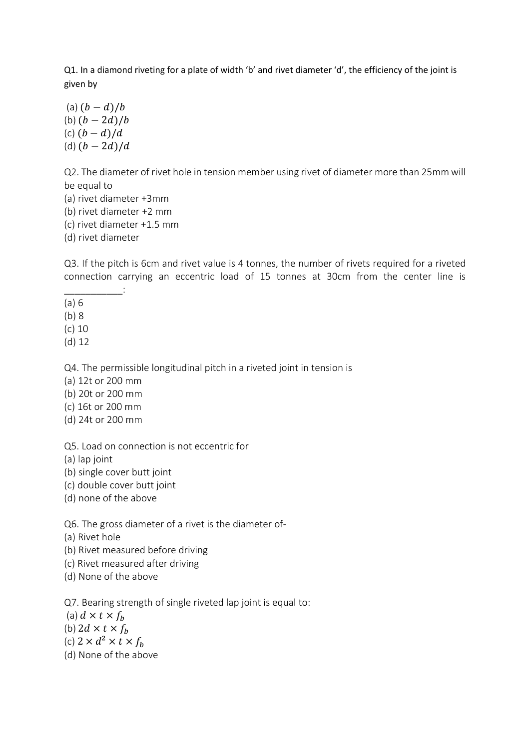Q1. In a diamond riveting for a plate of width 'b' and rivet diameter 'd', the efficiency of the joint is given by

(a) $(b - d)/b$
(b) $(b - 2d)/b$
(c) $(b - d)/d$
(d) $(b - 2d)/d$

Q2. The diameter of rivet hole in tension member using rivet of diameter more than 25mm will be equal to
(a) rivet diameter +3mm
(b) rivet diameter +2 mm
(c) rivet diameter +1.5 mm
(d) rivet diameter

Q3. If the pitch is 6cm and rivet value is 4 tonnes, the number of rivets required for a riveted connection carrying an eccentric load of 15 tonnes at 30cm from the center line is ___________:
(a) 6
(b) 8
(c) 10
(d) 12

Q4. The permissible longitudinal pitch in a riveted joint in tension is
(a) 12t or 200 mm
(b) 20t or 200 mm
(c) 16t or 200 mm
(d) 24t or 200 mm

Q5. Load on connection is not eccentric for
(a) lap joint
(b) single cover butt joint
(c) double cover butt joint
(d) none of the above

Q6. The gross diameter of a rivet is the diameter of-
(a) Rivet hole
(b) Rivet measured before driving
(c) Rivet measured after driving
(d) None of the above

Q7. Bearing strength of single riveted lap joint is equal to:
(a) $d \times t \times f_b$
(b) $2d \times t \times f_b$
(c) $2 \times d^2 \times t \times f_b$
(d) None of the above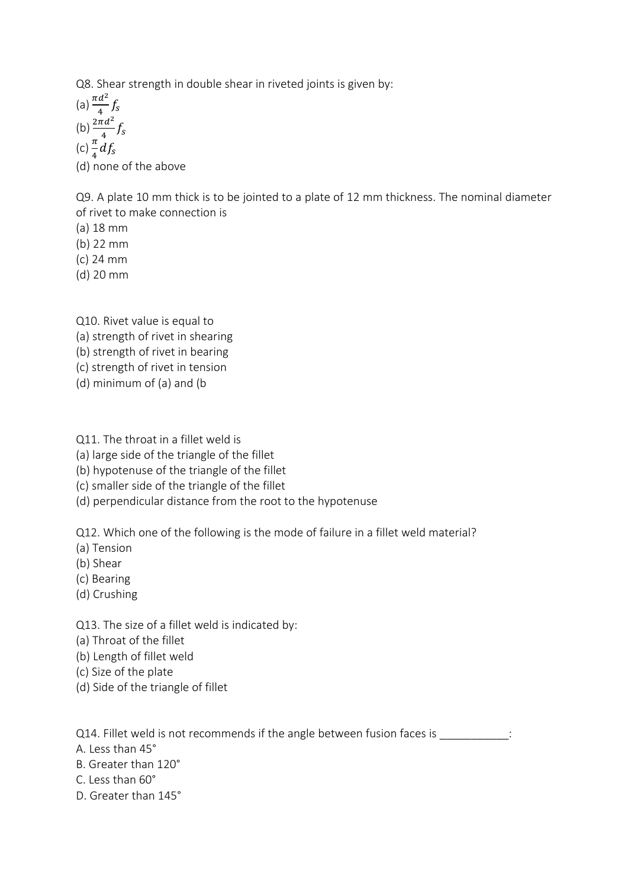Q8. Shear strength in double shear in riveted joints is given by:

(a) $\frac{\pi d^2}{4} f_s$

(b) $\frac{2\pi d^2}{4} f_s$

(c) $\frac{\pi}{4} d f_s$

(d) none of the above

Q9. A plate 10 mm thick is to be jointed to a plate of 12 mm thickness. The nominal diameter of rivet to make connection is

(a) 18 mm

(b) 22 mm

(c) 24 mm

(d) 20 mm

Q10. Rivet value is equal to

(a) strength of rivet in shearing

(b) strength of rivet in bearing

(c) strength of rivet in tension

(d) minimum of (a) and (b

Q11. The throat in a fillet weld is

(a) large side of the triangle of the fillet

(b) hypotenuse of the triangle of the fillet

(c) smaller side of the triangle of the fillet

(d) perpendicular distance from the root to the hypotenuse

Q12. Which one of the following is the mode of failure in a fillet weld material?

(a) Tension

(b) Shear

(c) Bearing

(d) Crushing

Q13. The size of a fillet weld is indicated by:

(a) Throat of the fillet

(b) Length of fillet weld

(c) Size of the plate

(d) Side of the triangle of fillet

Q14. Fillet weld is not recommends if the angle between fusion faces is ___________:

A. Less than 45°

B. Greater than 120°

C. Less than 60°

D. Greater than 145°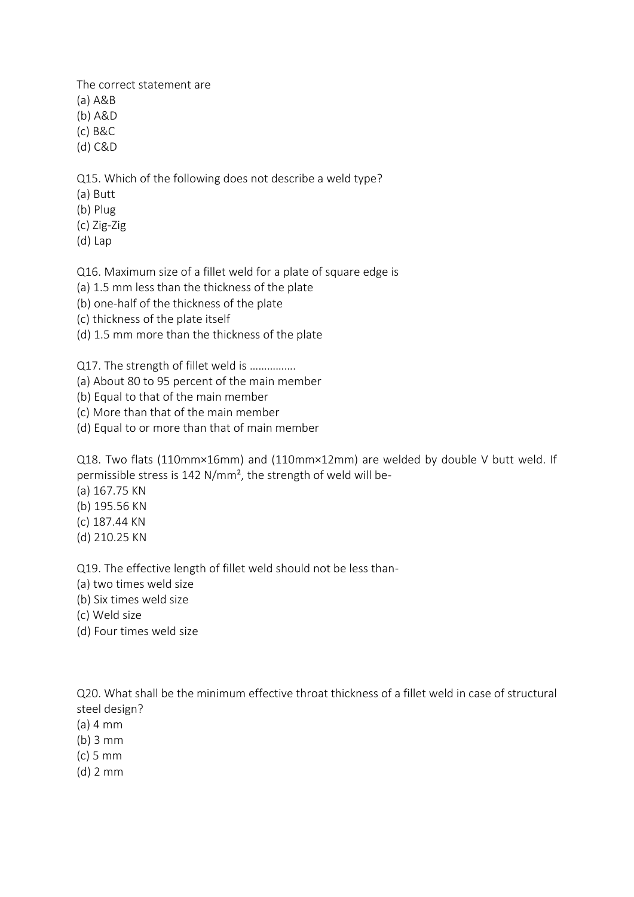The correct statement are

(a) A&B
(b) A&D
(c) B&C
(d) C&D

Q15. Which of the following does not describe a weld type?

(a) Butt
(b) Plug
(c) Zig-Zig
(d) Lap

Q16. Maximum size of a fillet weld for a plate of square edge is

(a) 1.5 mm less than the thickness of the plate
(b) one-half of the thickness of the plate
(c) thickness of the plate itself
(d) 1.5 mm more than the thickness of the plate

Q17. The strength of fillet weld is …………….

(a) About 80 to 95 percent of the main member
(b) Equal to that of the main member
(c) More than that of the main member
(d) Equal to or more than that of main member

Q18. Two flats (110mm×16mm) and (110mm×12mm) are welded by double V butt weld. If permissible stress is 142 N/mm², the strength of weld will be-

(a) 167.75 KN
(b) 195.56 KN
(c) 187.44 KN
(d) 210.25 KN

Q19. The effective length of fillet weld should not be less than-

(a) two times weld size
(b) Six times weld size
(c) Weld size
(d) Four times weld size

Q20. What shall be the minimum effective throat thickness of a fillet weld in case of structural steel design?

(a) 4 mm
(b) 3 mm
(c) 5 mm
(d) 2 mm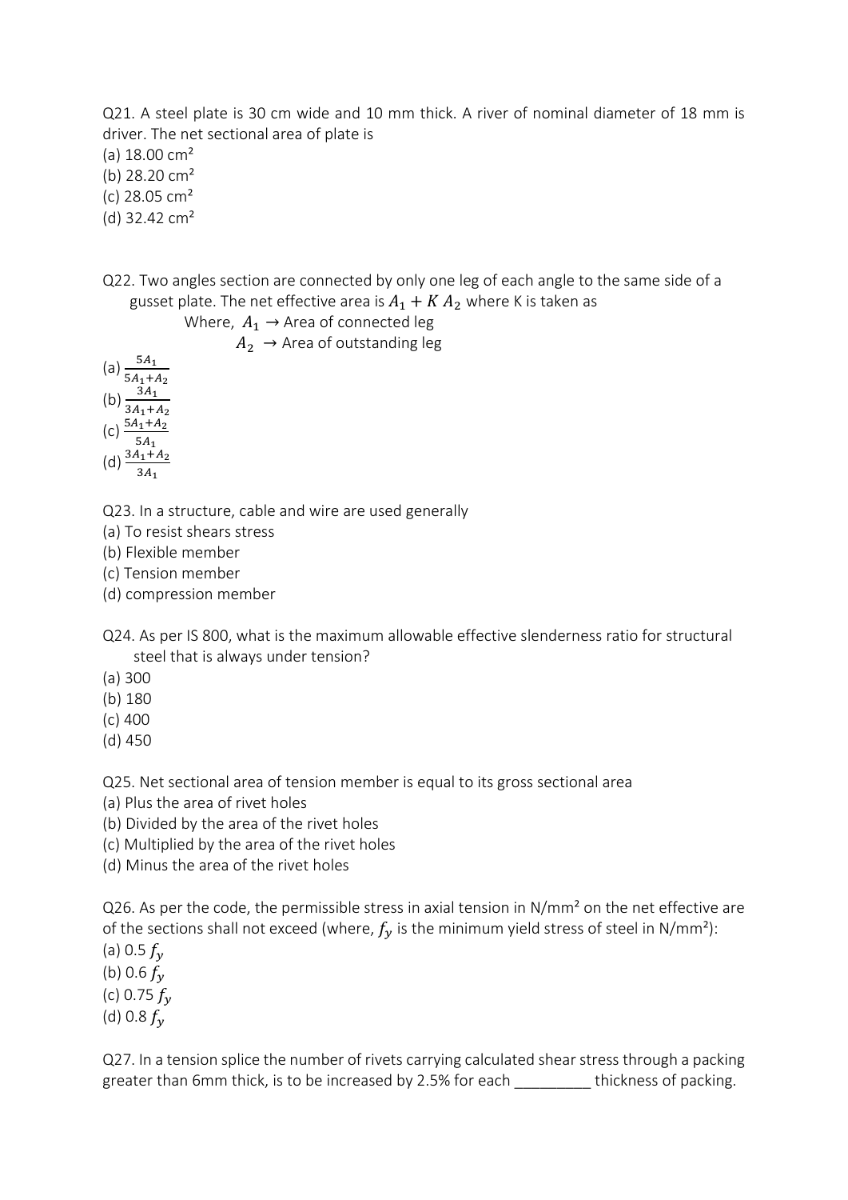Q21. A steel plate is 30 cm wide and 10 mm thick. A river of nominal diameter of 18 mm is driver. The net sectional area of plate is

(a) 18.00 cm²
(b) 28.20 cm²
(c) 28.05 cm²
(d) 32.42 cm²

Q22. Two angles section are connected by only one leg of each angle to the same side of a gusset plate. The net effective area is $A_1 + K\,A_2$ where K is taken as

Where, $A_1 \rightarrow$ Area of connected leg

$A_2 \rightarrow$ Area of outstanding leg

(a) $\frac{5A_1}{5A_1+A_2}$
(b) $\frac{3A_1}{3A_1+A_2}$
(c) $\frac{5A_1+A_2}{5A_1}$
(d) $\frac{3A_1+A_2}{3A_1}$

Q23. In a structure, cable and wire are used generally

(a) To resist shears stress
(b) Flexible member
(c) Tension member
(d) compression member

Q24. As per IS 800, what is the maximum allowable effective slenderness ratio for structural steel that is always under tension?

(a) 300
(b) 180
(c) 400
(d) 450

Q25. Net sectional area of tension member is equal to its gross sectional area

(a) Plus the area of rivet holes
(b) Divided by the area of the rivet holes
(c) Multiplied by the area of the rivet holes
(d) Minus the area of the rivet holes

Q26. As per the code, the permissible stress in axial tension in N/mm² on the net effective are of the sections shall not exceed (where, $f_y$ is the minimum yield stress of steel in N/mm²):

(a) 0.5 $f_y$
(b) 0.6 $f_y$
(c) 0.75 $f_y$
(d) 0.8 $f_y$

Q27. In a tension splice the number of rivets carrying calculated shear stress through a packing greater than 6mm thick, is to be increased by 2.5% for each _________ thickness of packing.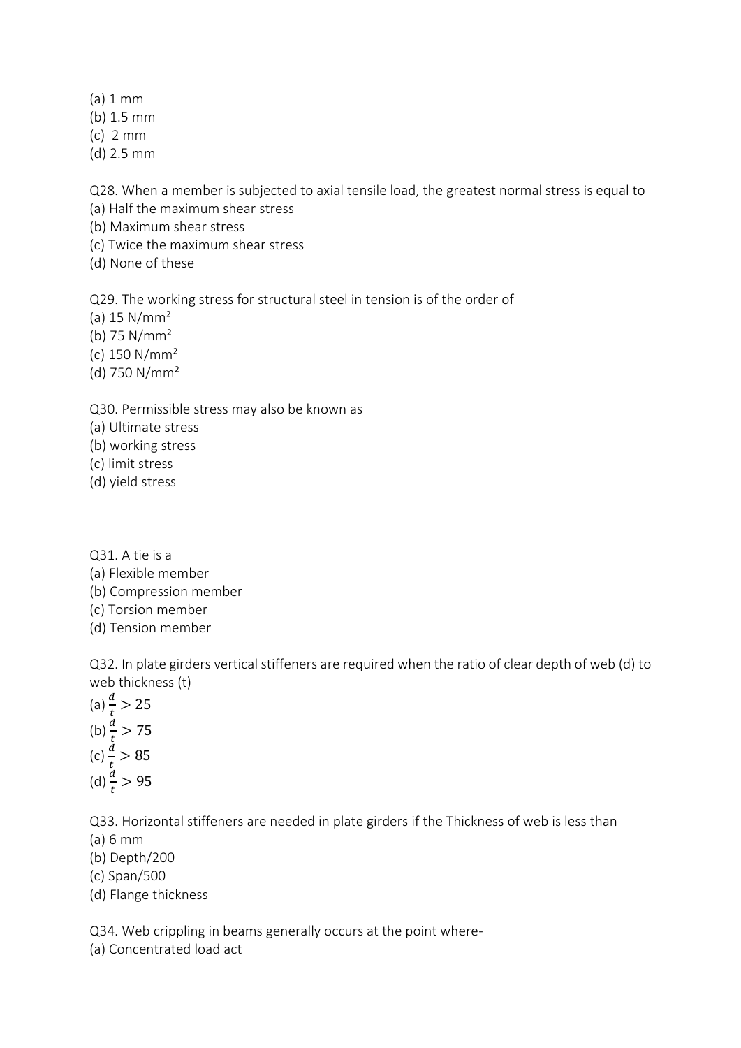(a) 1 mm  
(b) 1.5 mm  
(c) 2 mm  
(d) 2.5 mm

Q28. When a member is subjected to axial tensile load, the greatest normal stress is equal to  
(a) Half the maximum shear stress  
(b) Maximum shear stress  
(c) Twice the maximum shear stress  
(d) None of these

Q29. The working stress for structural steel in tension is of the order of  
(a) 15 N/mm²  
(b) 75 N/mm²  
(c) 150 N/mm²  
(d) 750 N/mm²

Q30. Permissible stress may also be known as  
(a) Ultimate stress  
(b) working stress  
(c) limit stress  
(d) yield stress

Q31. A tie is a  
(a) Flexible member  
(b) Compression member  
(c) Torsion member  
(d) Tension member

Q32. In plate girders vertical stiffeners are required when the ratio of clear depth of web (d) to web thickness (t)  
(a) $\frac{d}{t} > 25$  
(b) $\frac{d}{t} > 75$  
(c) $\frac{d}{t} > 85$  
(d) $\frac{d}{t} > 95$

Q33. Horizontal stiffeners are needed in plate girders if the Thickness of web is less than  
(a) 6 mm  
(b) Depth/200  
(c) Span/500  
(d) Flange thickness

Q34. Web crippling in beams generally occurs at the point where-  
(a) Concentrated load act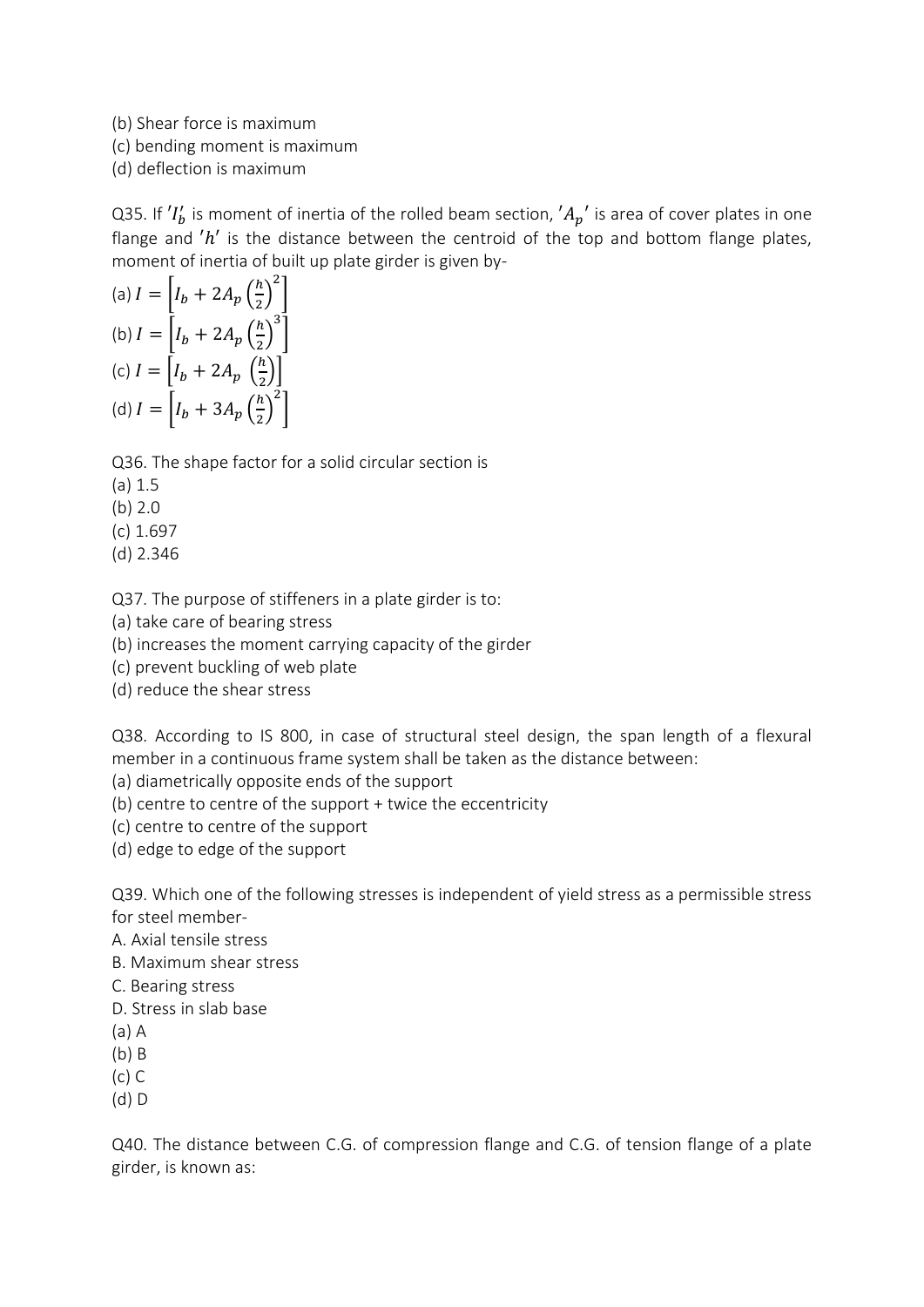(b) Shear force is maximum
(c) bending moment is maximum
(d) deflection is maximum

Q35. If $'I_b'$ is moment of inertia of the rolled beam section, $'A_p'$ is area of cover plates in one flange and $'h'$ is the distance between the centroid of the top and bottom flange plates, moment of inertia of built up plate girder is given by-

(a) $I = \left[I_b + 2A_p\left(\frac{h}{2}\right)^2\right]$
(b) $I = \left[I_b + 2A_p\left(\frac{h}{2}\right)^3\right]$
(c) $I = \left[I_b + 2A_p\ \left(\frac{h}{2}\right)\right]$
(d) $I = \left[I_b + 3A_p\left(\frac{h}{2}\right)^2\right]$

Q36. The shape factor for a solid circular section is
(a) 1.5
(b) 2.0
(c) 1.697
(d) 2.346

Q37. The purpose of stiffeners in a plate girder is to:
(a) take care of bearing stress
(b) increases the moment carrying capacity of the girder
(c) prevent buckling of web plate
(d) reduce the shear stress

Q38. According to IS 800, in case of structural steel design, the span length of a flexural member in a continuous frame system shall be taken as the distance between:
(a) diametrically opposite ends of the support
(b) centre to centre of the support + twice the eccentricity
(c) centre to centre of the support
(d) edge to edge of the support

Q39. Which one of the following stresses is independent of yield stress as a permissible stress for steel member-
A. Axial tensile stress
B. Maximum shear stress
C. Bearing stress
D. Stress in slab base
(a) A
(b) B
(c) C
(d) D

Q40. The distance between C.G. of compression flange and C.G. of tension flange of a plate girder, is known as: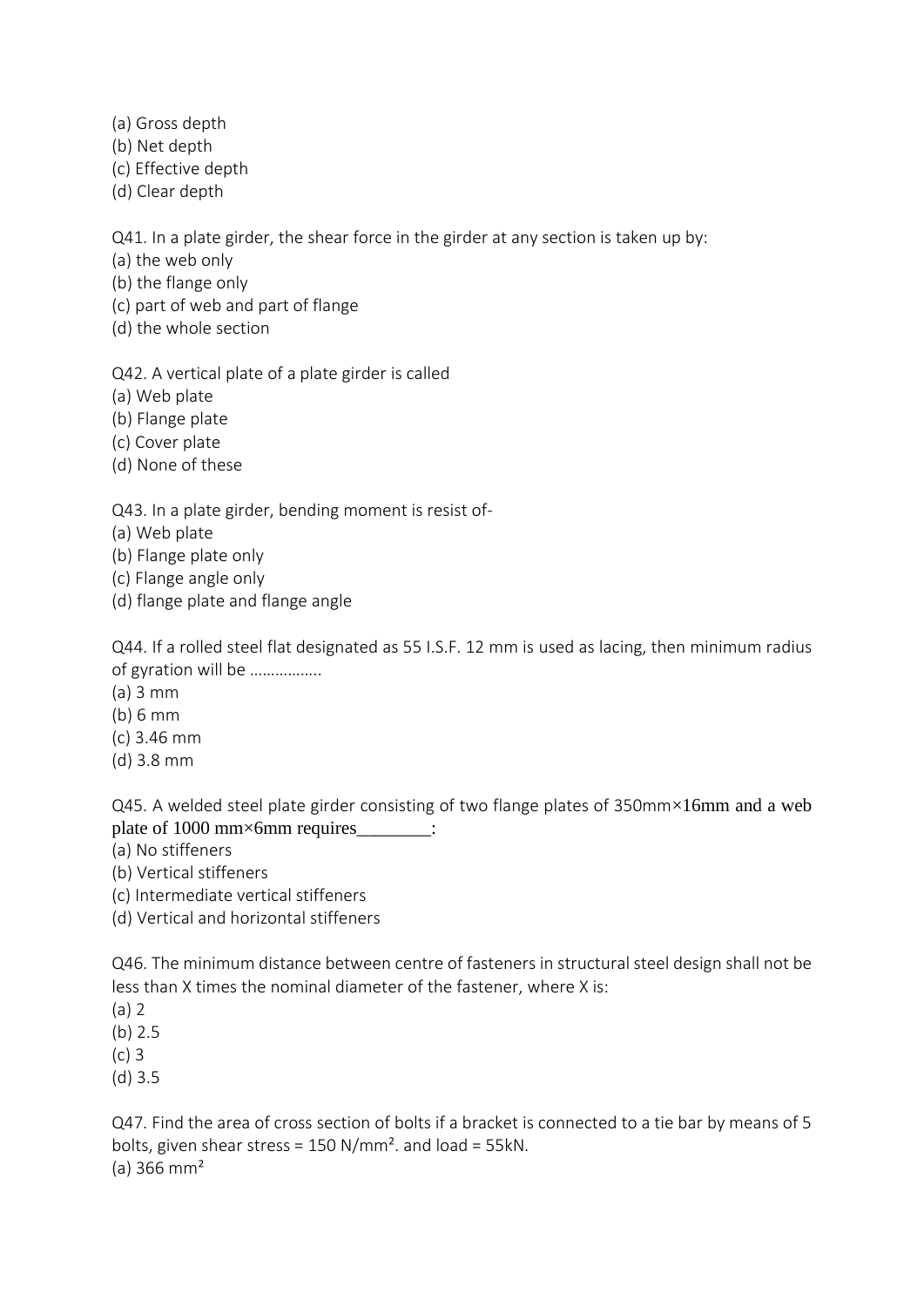(a) Gross depth
(b) Net depth
(c) Effective depth
(d) Clear depth

Q41. In a plate girder, the shear force in the girder at any section is taken up by:
(a) the web only
(b) the flange only
(c) part of web and part of flange
(d) the whole section

Q42. A vertical plate of a plate girder is called
(a) Web plate
(b) Flange plate
(c) Cover plate
(d) None of these

Q43. In a plate girder, bending moment is resist of-
(a) Web plate
(b) Flange plate only
(c) Flange angle only
(d) flange plate and flange angle

Q44. If a rolled steel flat designated as 55 I.S.F. 12 mm is used as lacing, then minimum radius of gyration will be ……………..
(a) 3 mm
(b) 6 mm
(c) 3.46 mm
(d) 3.8 mm

Q45. A welded steel plate girder consisting of two flange plates of 350mm×16mm and a web plate of 1000 mm×6mm requires________:
(a) No stiffeners
(b) Vertical stiffeners
(c) Intermediate vertical stiffeners
(d) Vertical and horizontal stiffeners

Q46. The minimum distance between centre of fasteners in structural steel design shall not be less than X times the nominal diameter of the fastener, where X is:
(a) 2
(b) 2.5
(c) 3
(d) 3.5

Q47. Find the area of cross section of bolts if a bracket is connected to a tie bar by means of 5 bolts, given shear stress = 150 N/mm$^2$. and load = 55kN.
(a) 366 mm$^2$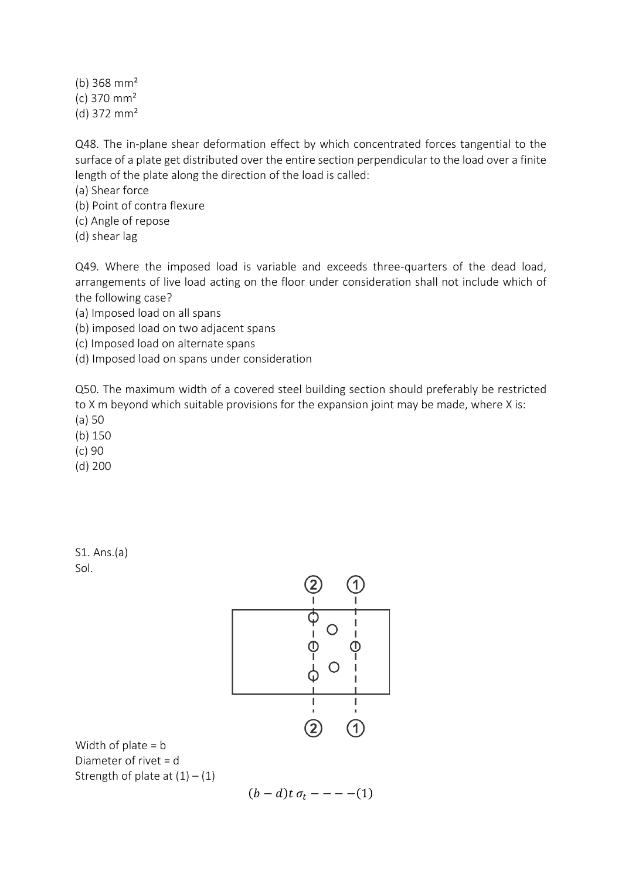(b) 368 mm²
(c) 370 mm²
(d) 372 mm²

Q48. The in-plane shear deformation effect by which concentrated forces tangential to the surface of a plate get distributed over the entire section perpendicular to the load over a finite length of the plate along the direction of the load is called:
(a) Shear force
(b) Point of contra flexure
(c) Angle of repose
(d) shear lag

Q49. Where the imposed load is variable and exceeds three-quarters of the dead load, arrangements of live load acting on the floor under consideration shall not include which of the following case?
(a) Imposed load on all spans
(b) imposed load on two adjacent spans
(c) Imposed load on alternate spans
(d) Imposed load on spans under consideration

Q50. The maximum width of a covered steel building section should preferably be restricted to X m beyond which suitable provisions for the expansion joint may be made, where X is:
(a) 50
(b) 150
(c) 90
(d) 200

S1. Ans.(a)
Sol.

Width of plate = b
Diameter of rivet = d
Strength of plate at (1) – (1)

$$(b-d)t\,\sigma_t ----(1)$$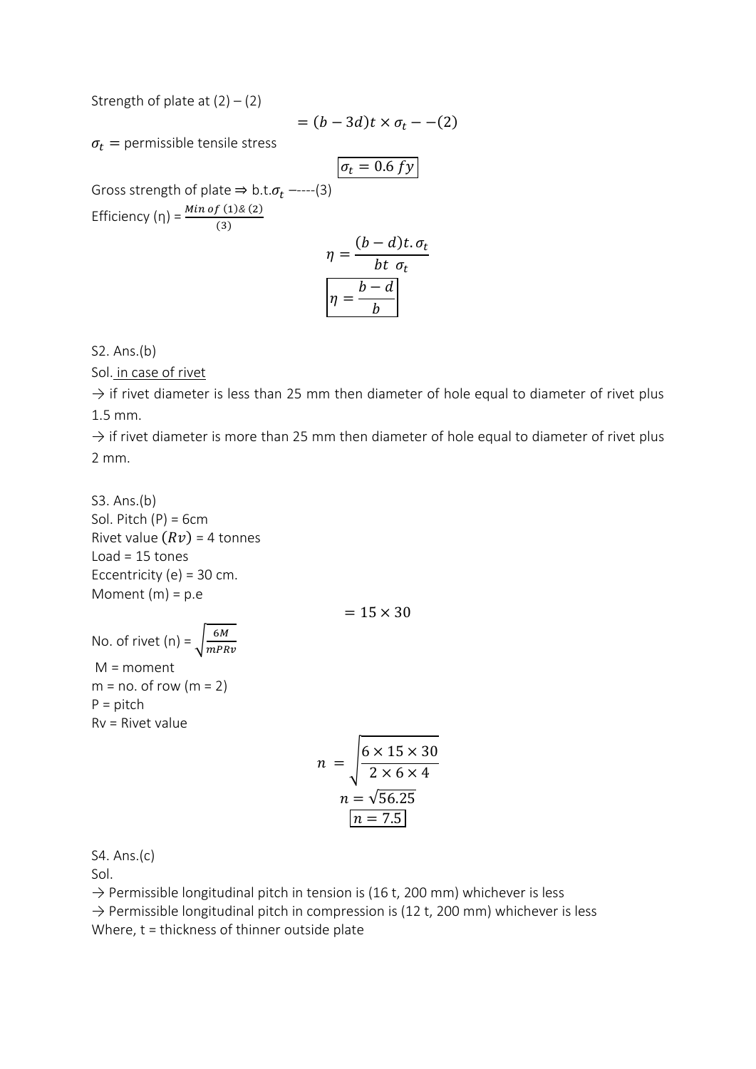Strength of plate at (2) – (2)

$$= (b - 3d)t \times \sigma_t - -(2)$$

$\sigma_t =$ permissible tensile stress

$$\boxed{\sigma_t = 0.6\, fy}$$

Gross strength of plate ⇒ b.t.$\sigma_t$ –----(3)

Efficiency (η) = $\frac{Min\ of\ (1)\&\ (2)}{(3)}$

$$\eta = \frac{(b-d)t.\sigma_t}{bt\ \ \sigma_t}$$

$$\boxed{\eta = \frac{b-d}{b}}$$

S2. Ans.(b)

Sol. <u>in case of rivet</u>

→ if rivet diameter is less than 25 mm then diameter of hole equal to diameter of rivet plus 1.5 mm.

→ if rivet diameter is more than 25 mm then diameter of hole equal to diameter of rivet plus 2 mm.

S3. Ans.(b)

Sol. Pitch (P) = 6cm

Rivet value $(Rv)$ = 4 tonnes

Load = 15 tones

Eccentricity (e) = 30 cm.

Moment (m) = p.e

$$= 15 \times 30$$

No. of rivet (n) = $\sqrt{\frac{6M}{mPRv}}$

M = moment

m = no. of row (m = 2)

P = pitch

Rv = Rivet value

$$n = \sqrt{\frac{6 \times 15 \times 30}{2 \times 6 \times 4}}$$

$$n = \sqrt{56.25}$$

$$\boxed{n = 7.5}$$

S4. Ans.(c)

Sol.

→ Permissible longitudinal pitch in tension is (16 t, 200 mm) whichever is less

→ Permissible longitudinal pitch in compression is (12 t, 200 mm) whichever is less

Where, t = thickness of thinner outside plate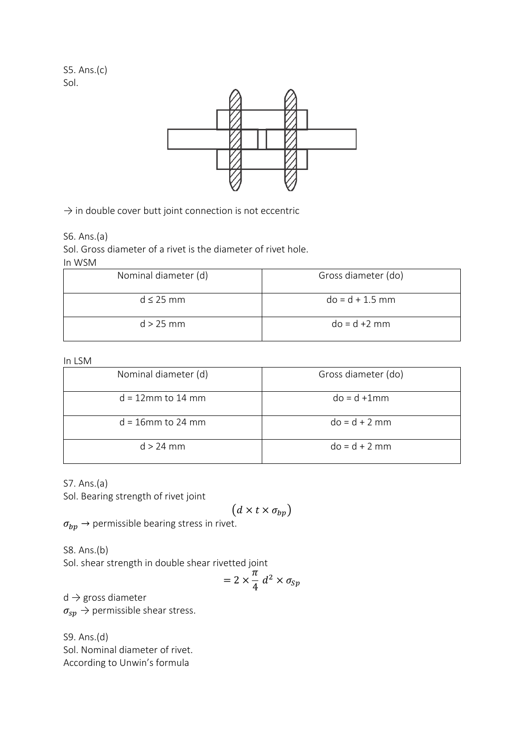S5. Ans.(c)

Sol.

→ in double cover butt joint connection is not eccentric

S6. Ans.(a)

Sol. Gross diameter of a rivet is the diameter of rivet hole.

In WSM

| Nominal diameter (d) | Gross diameter (do) |
| --- | --- |
| d ≤ 25 mm | do = d + 1.5 mm |
| d > 25 mm | do = d +2 mm |

In LSM

| Nominal diameter (d) | Gross diameter (do) |
| --- | --- |
| d = 12mm to 14 mm | do = d +1mm |
| d = 16mm to 24 mm | do = d + 2 mm |
| d > 24 mm | do = d + 2 mm |

S7. Ans.(a)

Sol. Bearing strength of rivet joint

$$\left(d \times t \times \sigma_{bp}\right)$$

$\sigma_{bp}$ → permissible bearing stress in rivet.

S8. Ans.(b)

Sol. shear strength in double shear rivetted joint

$$= 2 \times \frac{\pi}{4} d^2 \times \sigma_{Sp}$$

d → gross diameter

$\sigma_{sp}$ → permissible shear stress.

S9. Ans.(d)

Sol. Nominal diameter of rivet.

According to Unwin's formula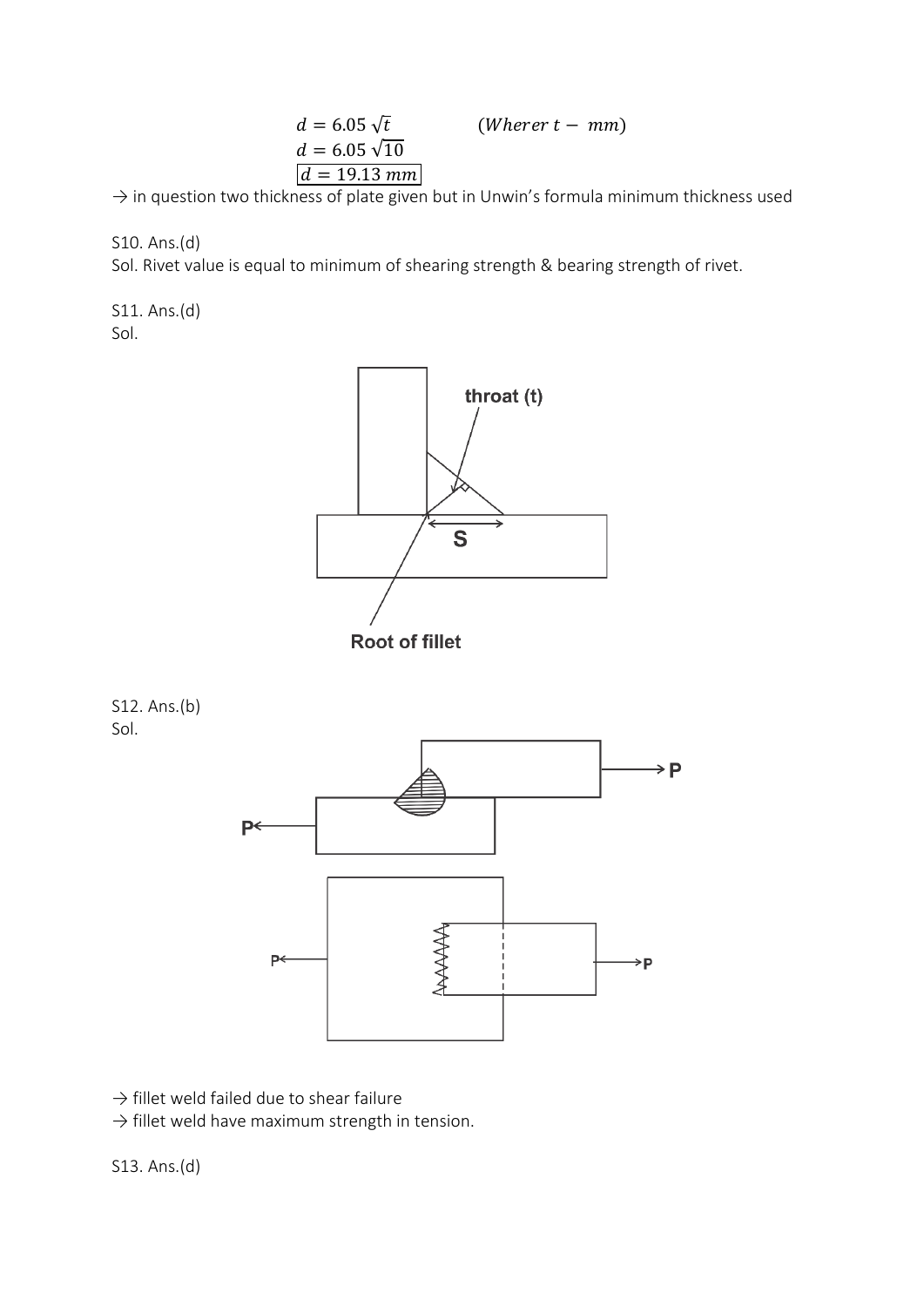$$d = 6.05\sqrt{t} \qquad (Wherer\ t - mm)$$

$$d = 6.05\sqrt{10}$$

$$\boxed{d = 19.13\ mm}$$

→ in question two thickness of plate given but in Unwin's formula minimum thickness used

S10. Ans.(d)

Sol. Rivet value is equal to minimum of shearing strength & bearing strength of rivet.

S11. Ans.(d)

Sol.

S12. Ans.(b)

Sol.

→ fillet weld failed due to shear failure

→ fillet weld have maximum strength in tension.

S13. Ans.(d)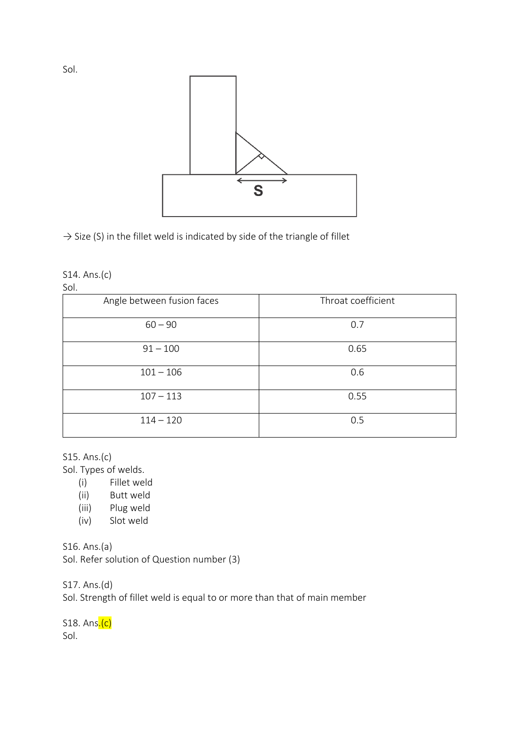Sol.

→ Size (S) in the fillet weld is indicated by side of the triangle of fillet

S14. Ans.(c)
Sol.

| Angle between fusion faces | Throat coefficient |
|---|---|
| 60 – 90 | 0.7 |
| 91 – 100 | 0.65 |
| 101 – 106 | 0.6 |
| 107 – 113 | 0.55 |
| 114 – 120 | 0.5 |

S15. Ans.(c)
Sol. Types of welds.

(i) Fillet weld
(ii) Butt weld
(iii) Plug weld
(iv) Slot weld

S16. Ans.(a)
Sol. Refer solution of Question number (3)

S17. Ans.(d)
Sol. Strength of fillet weld is equal to or more than that of main member

S18. Ans.(c)
Sol.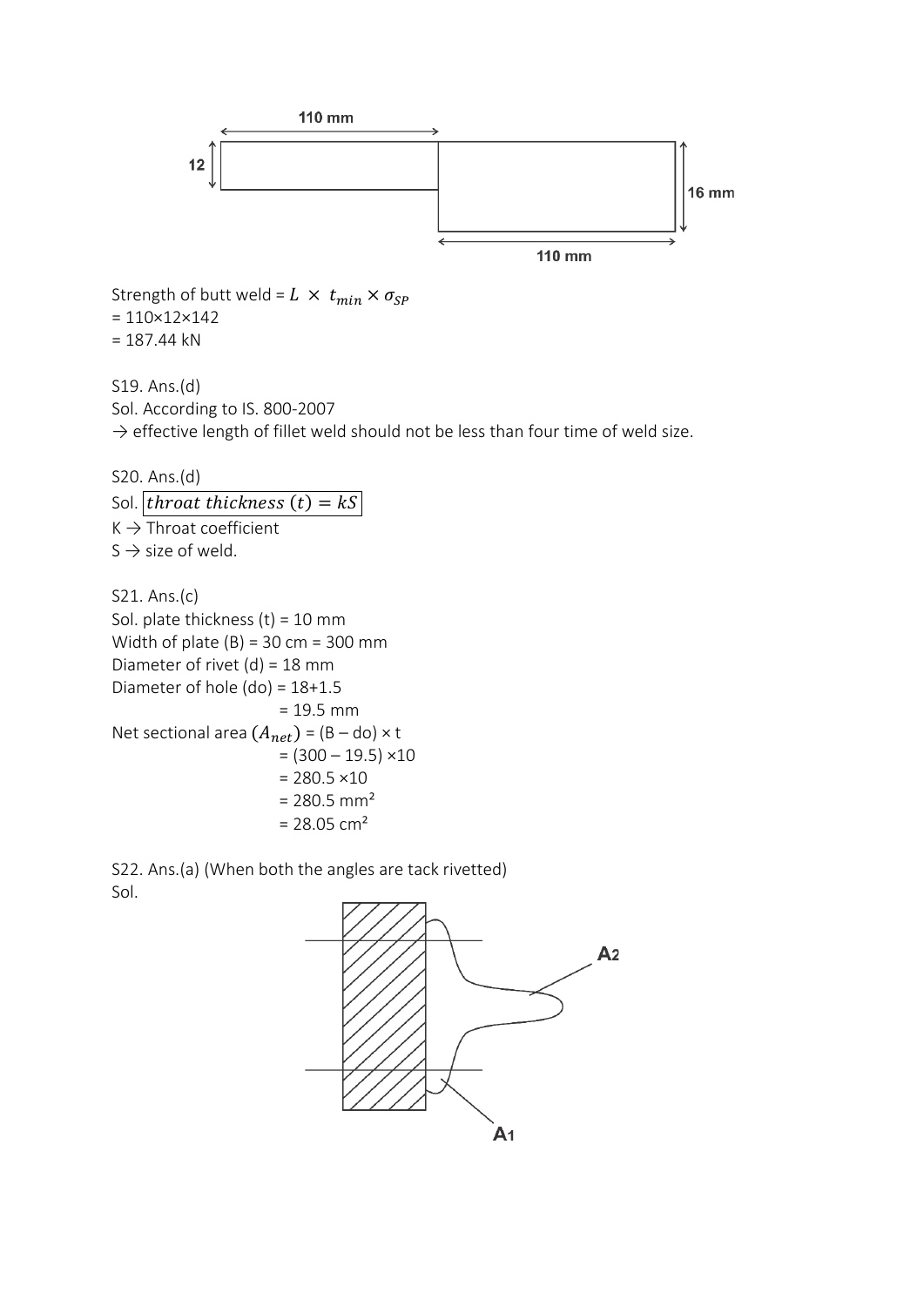Strength of butt weld = $L \times t_{min} \times \sigma_{SP}$
= 110×12×142
= 187.44 kN

S19. Ans.(d)
Sol. According to IS. 800-2007
→ effective length of fillet weld should not be less than four time of weld size.

S20. Ans.(d)
Sol. $\boxed{throat\ thickness\ (t) = kS}$
K → Throat coefficient
S → size of weld.

S21. Ans.(c)
Sol. plate thickness (t) = 10 mm
Width of plate (B) = 30 cm = 300 mm
Diameter of rivet (d) = 18 mm
Diameter of hole (do) = 18+1.5
= 19.5 mm
Net sectional area $(A_{net})$ = (B – do) × t
= (300 – 19.5) ×10
= 280.5 ×10
= 280.5 mm²
= 28.05 cm²

S22. Ans.(a) (When both the angles are tack rivetted)
Sol.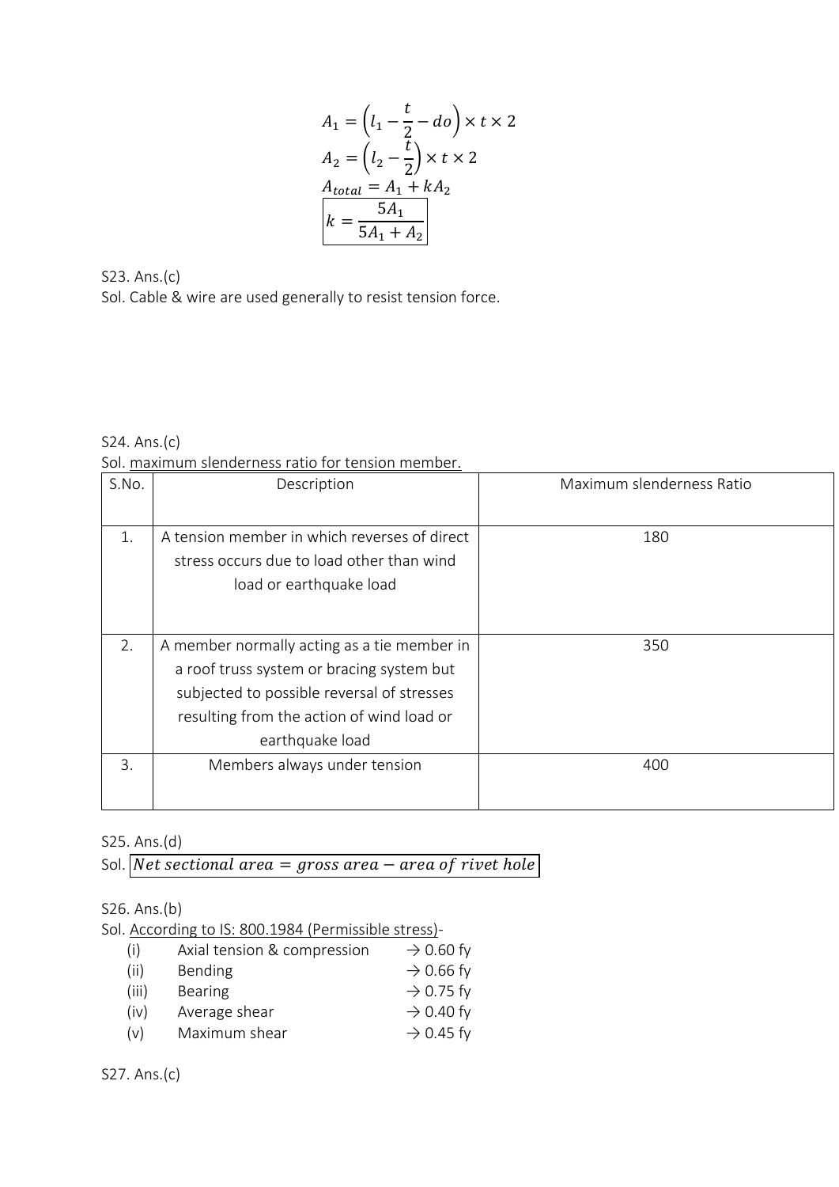$$A_1 = \left(l_1 - \frac{t}{2} - do\right) \times t \times 2$$
$$A_2 = \left(l_2 - \frac{t}{2}\right) \times t \times 2$$
$$A_{total} = A_1 + kA_2$$
$$\boxed{k = \frac{5A_1}{5A_1 + A_2}}$$

S23. Ans.(c)

Sol. Cable & wire are used generally to resist tension force.

S24. Ans.(c)

Sol. maximum slenderness ratio for tension member.

| S.No. | Description | Maximum slenderness Ratio |
|---|---|---|
| 1. | A tension member in which reverses of direct stress occurs due to load other than wind load or earthquake load | 180 |
| 2. | A member normally acting as a tie member in a roof truss system or bracing system but subjected to possible reversal of stresses resulting from the action of wind load or earthquake load | 350 |
| 3. | Members always under tension | 400 |

S25. Ans.(d)

Sol. $\boxed{Net\ sectional\ area = gross\ area - area\ of\ rivet\ hole}$

S26. Ans.(b)

Sol. According to IS: 800.1984 (Permissible stress)-

(i) Axial tension & compression → 0.60 fy
(ii) Bending → 0.66 fy
(iii) Bearing → 0.75 fy
(iv) Average shear → 0.40 fy
(v) Maximum shear → 0.45 fy

S27. Ans.(c)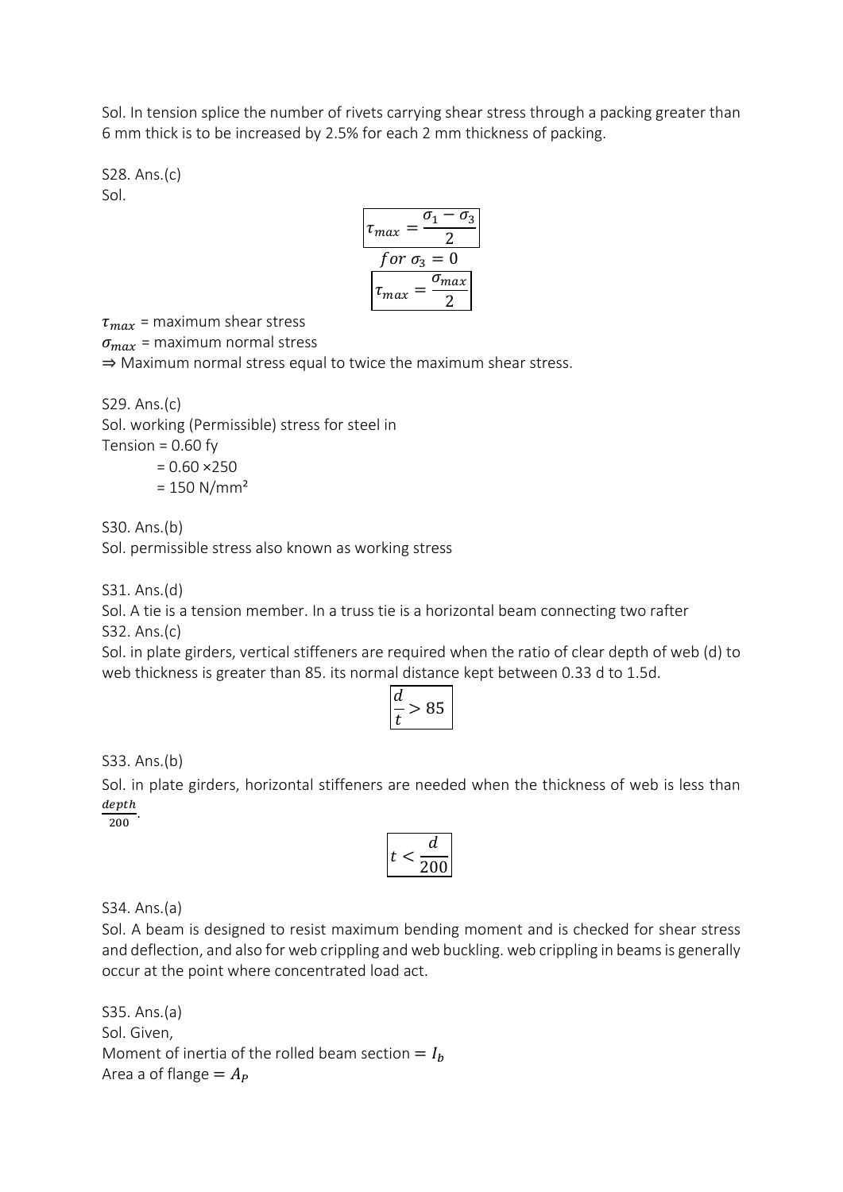Sol. In tension splice the number of rivets carrying shear stress through a packing greater than 6 mm thick is to be increased by 2.5% for each 2 mm thickness of packing.

S28. Ans.(c)
Sol.

$$\boxed{\tau_{max} = \frac{\sigma_1 - \sigma_3}{2}}$$

$$for\ \sigma_3 = 0$$

$$\boxed{\tau_{max} = \frac{\sigma_{max}}{2}}$$

$\tau_{max}$ = maximum shear stress
$\sigma_{max}$ = maximum normal stress
⇒ Maximum normal stress equal to twice the maximum shear stress.

S29. Ans.(c)
Sol. working (Permissible) stress for steel in
Tension = 0.60 fy
= 0.60 ×250
= 150 N/mm²

S30. Ans.(b)
Sol. permissible stress also known as working stress

S31. Ans.(d)
Sol. A tie is a tension member. In a truss tie is a horizontal beam connecting two rafter
S32. Ans.(c)
Sol. in plate girders, vertical stiffeners are required when the ratio of clear depth of web (d) to web thickness is greater than 85. its normal distance kept between 0.33 d to 1.5d.

$$\boxed{\frac{d}{t} > 85}$$

S33. Ans.(b)
Sol. in plate girders, horizontal stiffeners are needed when the thickness of web is less than $\frac{depth}{200}$.

$$\boxed{t < \frac{d}{200}}$$

S34. Ans.(a)
Sol. A beam is designed to resist maximum bending moment and is checked for shear stress and deflection, and also for web crippling and web buckling. web crippling in beams is generally occur at the point where concentrated load act.

S35. Ans.(a)
Sol. Given,
Moment of inertia of the rolled beam section $= I_b$
Area a of flange $= A_P$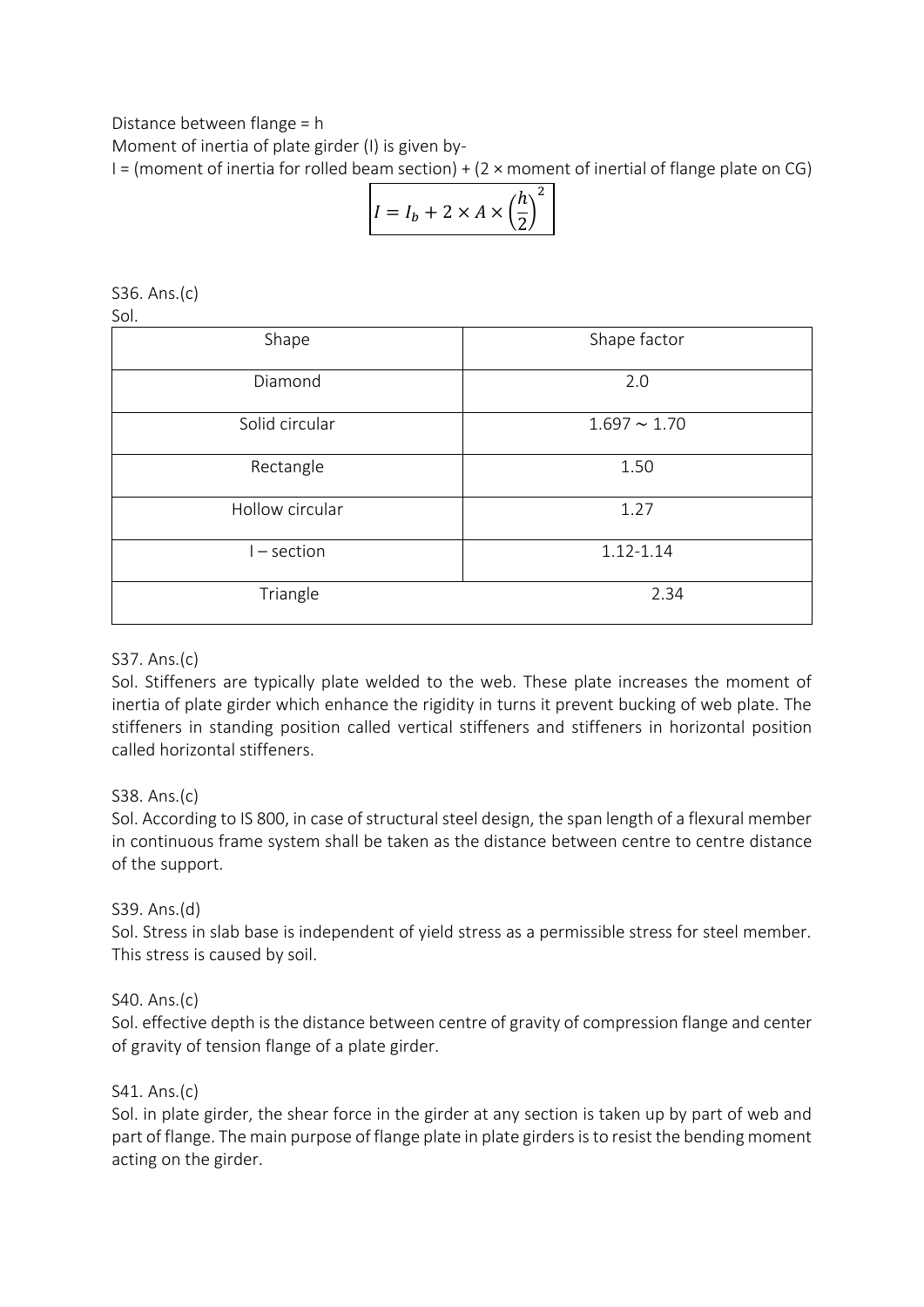Distance between flange = h

Moment of inertia of plate girder (I) is given by-

I = (moment of inertia for rolled beam section) + (2 × moment of inertial of flange plate on CG)

$$I = I_b + 2 \times A \times \left(\frac{h}{2}\right)^2$$

S36. Ans.(c)

Sol.

| Shape | Shape factor |
|---|---|
| Diamond | 2.0 |
| Solid circular | 1.697 ∼ 1.70 |
| Rectangle | 1.50 |
| Hollow circular | 1.27 |
| I – section | 1.12-1.14 |
| Triangle | 2.34 |

S37. Ans.(c)

Sol. Stiffeners are typically plate welded to the web. These plate increases the moment of inertia of plate girder which enhance the rigidity in turns it prevent bucking of web plate. The stiffeners in standing position called vertical stiffeners and stiffeners in horizontal position called horizontal stiffeners.

S38. Ans.(c)

Sol. According to IS 800, in case of structural steel design, the span length of a flexural member in continuous frame system shall be taken as the distance between centre to centre distance of the support.

S39. Ans.(d)

Sol. Stress in slab base is independent of yield stress as a permissible stress for steel member. This stress is caused by soil.

S40. Ans.(c)

Sol. effective depth is the distance between centre of gravity of compression flange and center of gravity of tension flange of a plate girder.

S41. Ans.(c)

Sol. in plate girder, the shear force in the girder at any section is taken up by part of web and part of flange. The main purpose of flange plate in plate girders is to resist the bending moment acting on the girder.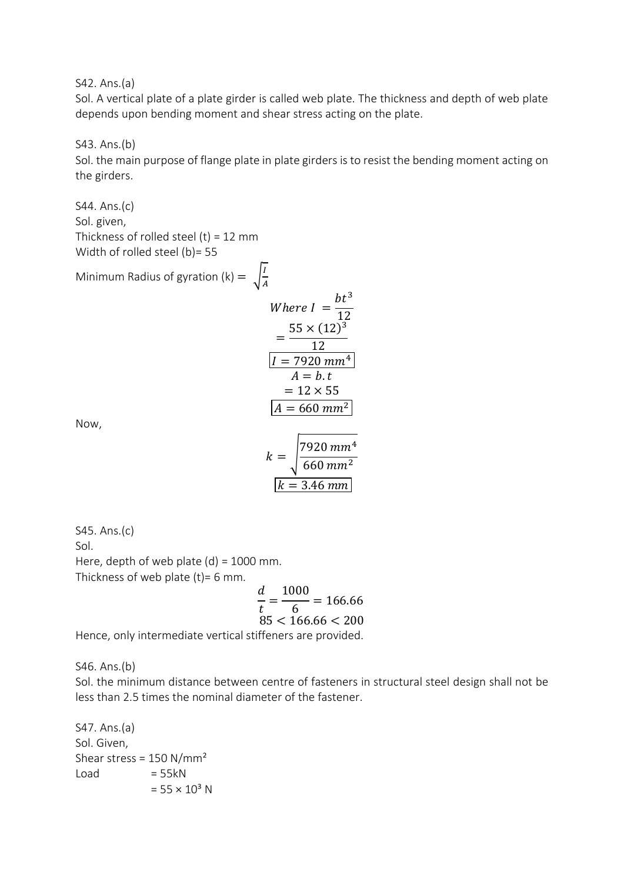S42. Ans.(a)

Sol. A vertical plate of a plate girder is called web plate. The thickness and depth of web plate depends upon bending moment and shear stress acting on the plate.

S43. Ans.(b)

Sol. the main purpose of flange plate in plate girders is to resist the bending moment acting on the girders.

S44. Ans.(c)

Sol. given,

Thickness of rolled steel (t) = 12 mm

Width of rolled steel (b)= 55

Minimum Radius of gyration (k) = $\sqrt{\frac{I}{A}}$

$$Where\ I = \frac{bt^3}{12}$$

$$= \frac{55 \times (12)^3}{12}$$

$$\boxed{I = 7920\ mm^4}$$

$$A = b.t$$

$$= 12 \times 55$$

$$\boxed{A = 660\ mm^2}$$

Now,

$$k = \sqrt{\frac{7920\ mm^4}{660\ mm^2}}$$

$$\boxed{k = 3.46\ mm}$$

S45. Ans.(c)

Sol.

Here, depth of web plate (d) = 1000 mm.

Thickness of web plate (t)= 6 mm.

$$\frac{d}{t} = \frac{1000}{6} = 166.66$$

$$85 < 166.66 < 200$$

Hence, only intermediate vertical stiffeners are provided.

S46. Ans.(b)

Sol. the minimum distance between centre of fasteners in structural steel design shall not be less than 2.5 times the nominal diameter of the fastener.

S47. Ans.(a)

Sol. Given,

Shear stress = 150 N/mm²

Load = 55kN

= 55 × 10³ N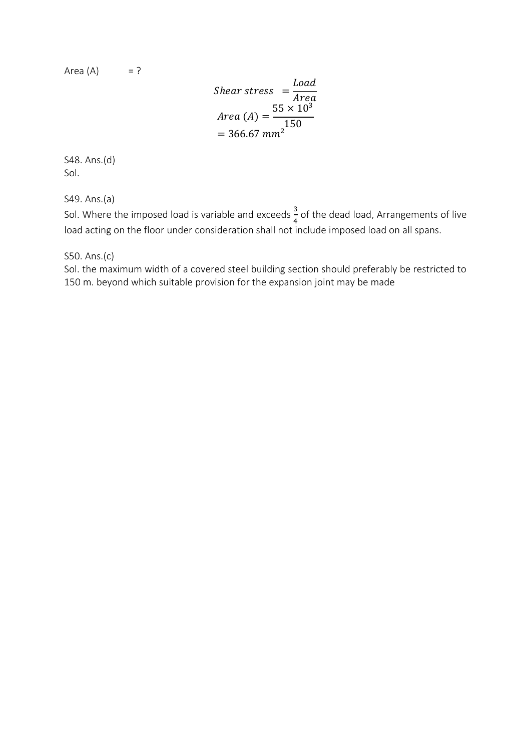Area (A) = ?

$$Shear\ stress\ = \frac{Load}{Area}$$

$$Area\ (A) = \frac{55 \times 10^3}{150}$$

$$= 366.67\ mm^2$$

S48. Ans.(d)
Sol.

S49. Ans.(a)
Sol. Where the imposed load is variable and exceeds $\frac{3}{4}$ of the dead load, Arrangements of live load acting on the floor under consideration shall not include imposed load on all spans.

S50. Ans.(c)
Sol. the maximum width of a covered steel building section should preferably be restricted to 150 m. beyond which suitable provision for the expansion joint may be made